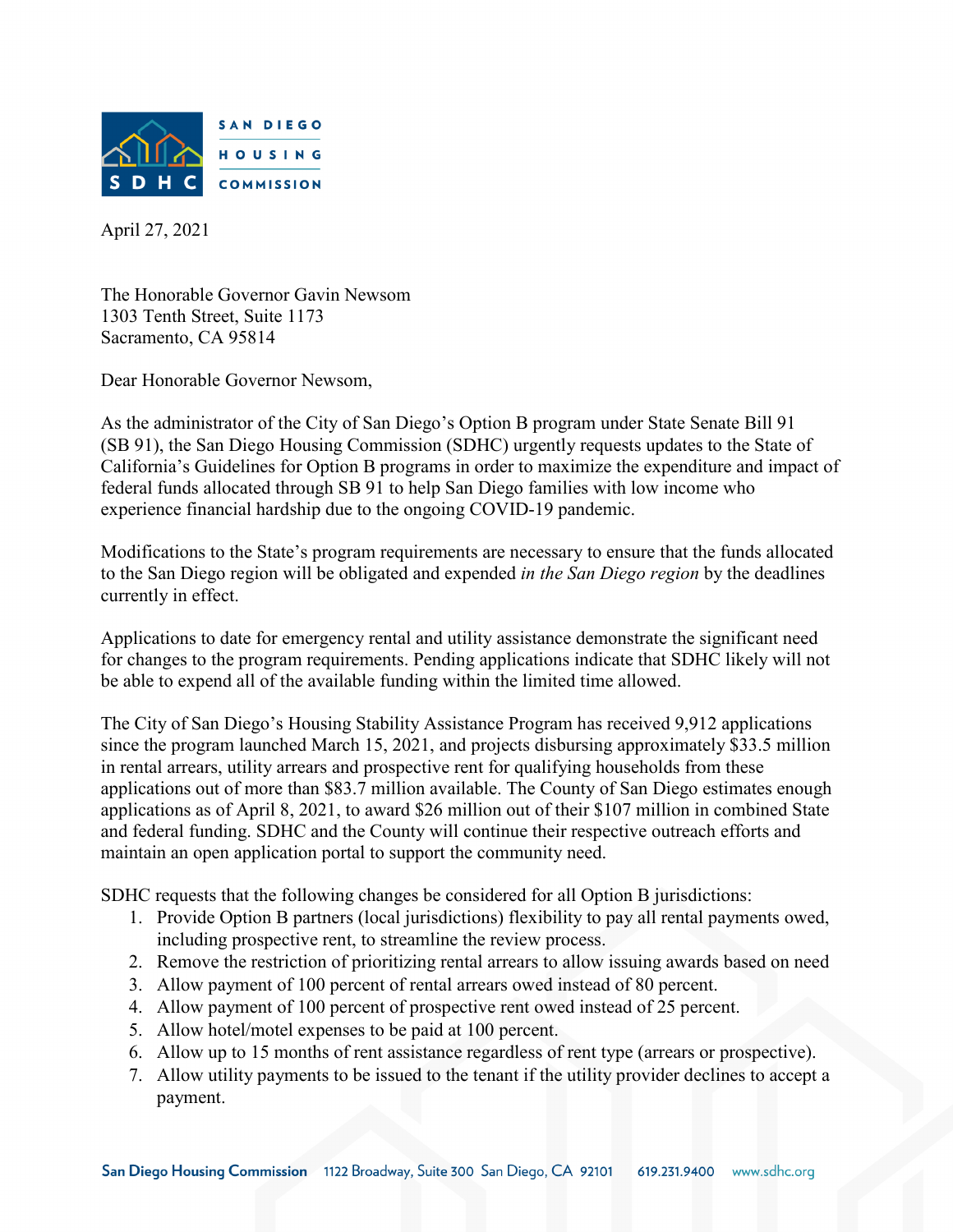SAN DIEGO HOUSING COMMISSION

April 27, 2021

The Honorable Governor Gavin Newsom
1303 Tenth Street, Suite 1173
Sacramento, CA 95814

Dear Honorable Governor Newsom,

As the administrator of the City of San Diego's Option B program under State Senate Bill 91 (SB 91), the San Diego Housing Commission (SDHC) urgently requests updates to the State of California's Guidelines for Option B programs in order to maximize the expenditure and impact of federal funds allocated through SB 91 to help San Diego families with low income who experience financial hardship due to the ongoing COVID-19 pandemic.

Modifications to the State's program requirements are necessary to ensure that the funds allocated to the San Diego region will be obligated and expended *in the San Diego region* by the deadlines currently in effect.

Applications to date for emergency rental and utility assistance demonstrate the significant need for changes to the program requirements. Pending applications indicate that SDHC likely will not be able to expend all of the available funding within the limited time allowed.

The City of San Diego's Housing Stability Assistance Program has received 9,912 applications since the program launched March 15, 2021, and projects disbursing approximately $33.5 million in rental arrears, utility arrears and prospective rent for qualifying households from these applications out of more than $83.7 million available. The County of San Diego estimates enough applications as of April 8, 2021, to award $26 million out of their $107 million in combined State and federal funding. SDHC and the County will continue their respective outreach efforts and maintain an open application portal to support the community need.

SDHC requests that the following changes be considered for all Option B jurisdictions:

1. Provide Option B partners (local jurisdictions) flexibility to pay all rental payments owed, including prospective rent, to streamline the review process.
2. Remove the restriction of prioritizing rental arrears to allow issuing awards based on need
3. Allow payment of 100 percent of rental arrears owed instead of 80 percent.
4. Allow payment of 100 percent of prospective rent owed instead of 25 percent.
5. Allow hotel/motel expenses to be paid at 100 percent.
6. Allow up to 15 months of rent assistance regardless of rent type (arrears or prospective).
7. Allow utility payments to be issued to the tenant if the utility provider declines to accept a payment.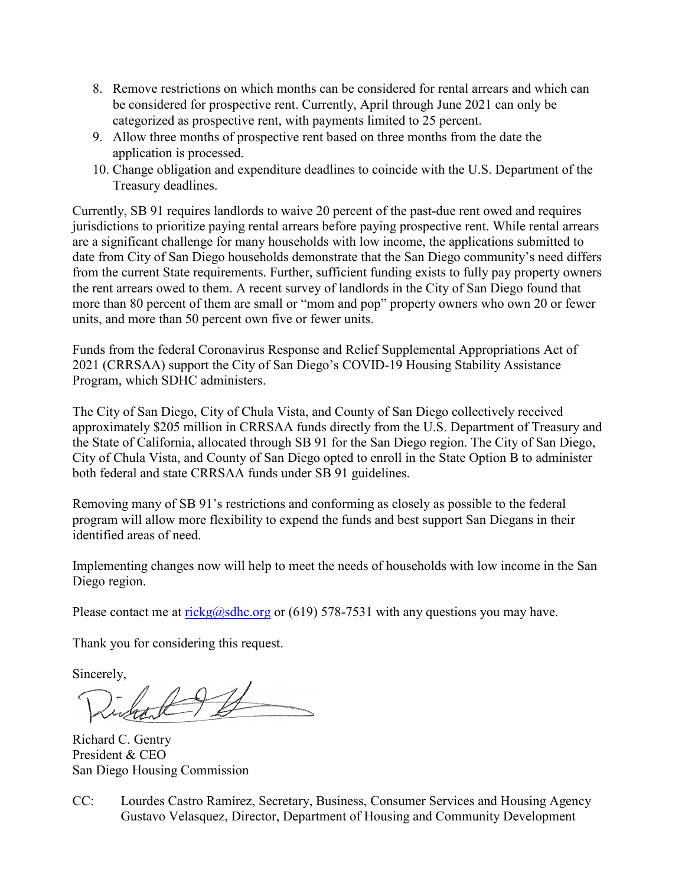8. Remove restrictions on which months can be considered for rental arrears and which can be considered for prospective rent. Currently, April through June 2021 can only be categorized as prospective rent, with payments limited to 25 percent.
9. Allow three months of prospective rent based on three months from the date the application is processed.
10. Change obligation and expenditure deadlines to coincide with the U.S. Department of the Treasury deadlines.

Currently, SB 91 requires landlords to waive 20 percent of the past-due rent owed and requires jurisdictions to prioritize paying rental arrears before paying prospective rent. While rental arrears are a significant challenge for many households with low income, the applications submitted to date from City of San Diego households demonstrate that the San Diego community's need differs from the current State requirements. Further, sufficient funding exists to fully pay property owners the rent arrears owed to them. A recent survey of landlords in the City of San Diego found that more than 80 percent of them are small or "mom and pop" property owners who own 20 or fewer units, and more than 50 percent own five or fewer units.

Funds from the federal Coronavirus Response and Relief Supplemental Appropriations Act of 2021 (CRRSAA) support the City of San Diego's COVID-19 Housing Stability Assistance Program, which SDHC administers.

The City of San Diego, City of Chula Vista, and County of San Diego collectively received approximately $205 million in CRRSAA funds directly from the U.S. Department of Treasury and the State of California, allocated through SB 91 for the San Diego region. The City of San Diego, City of Chula Vista, and County of San Diego opted to enroll in the State Option B to administer both federal and state CRRSAA funds under SB 91 guidelines.

Removing many of SB 91's restrictions and conforming as closely as possible to the federal program will allow more flexibility to expend the funds and best support San Diegans in their identified areas of need.

Implementing changes now will help to meet the needs of households with low income in the San Diego region.

Please contact me at rickg@sdhc.org or (619) 578-7531 with any questions you may have.

Thank you for considering this request.

Sincerely,

Richard C. Gentry
President & CEO
San Diego Housing Commission

CC: Lourdes Castro Ramírez, Secretary, Business, Consumer Services and Housing Agency
Gustavo Velasquez, Director, Department of Housing and Community Development